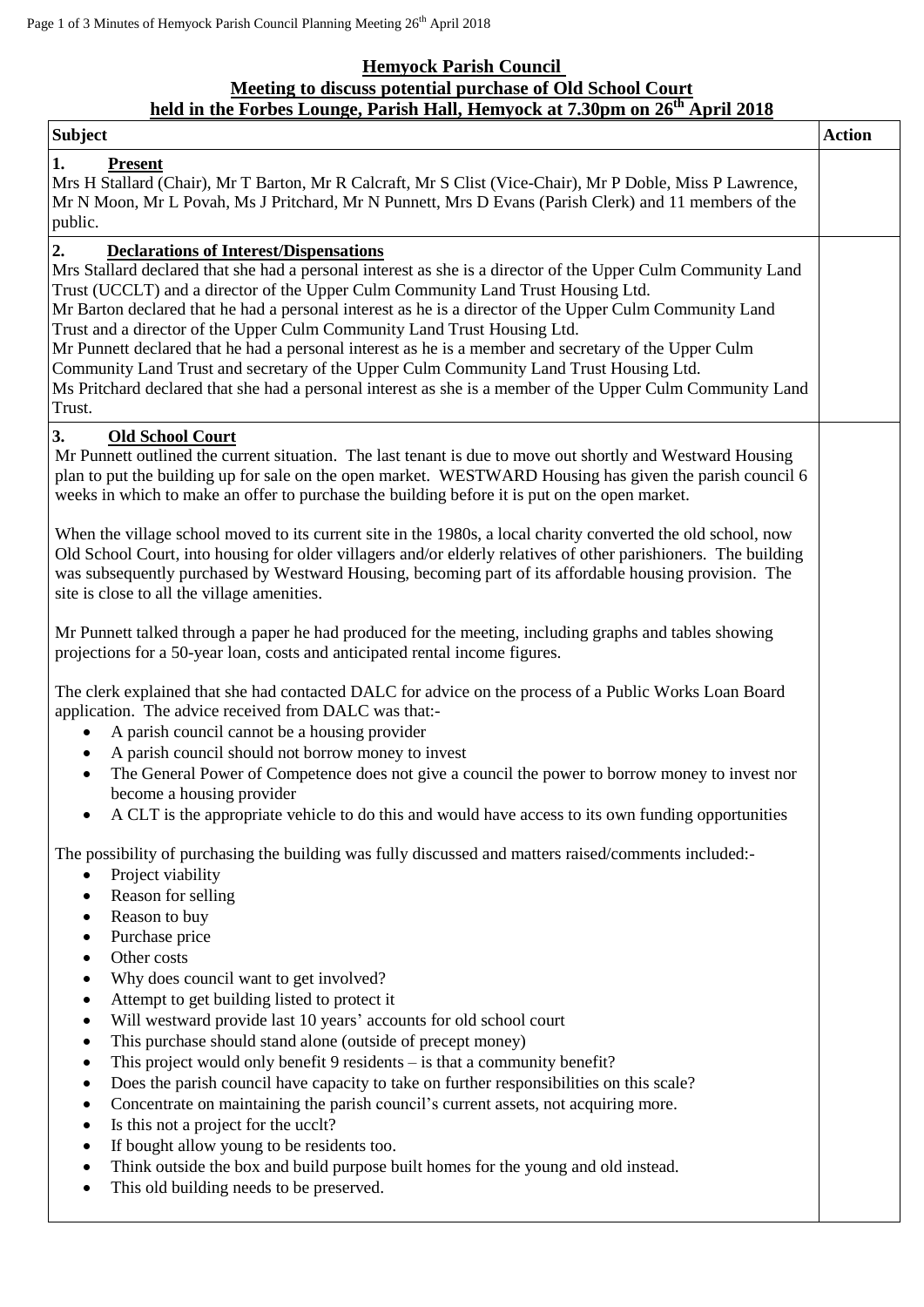# Hemyock Parish Council
## Meeting to discuss potential purchase of Old School Court
## held in the Forbes Lounge, Parish Hall, Hemyock at 7.30pm on 26th April 2018

| Subject | Action |
| --- | --- |
| **1. Present**<br>Mrs H Stallard (Chair), Mr T Barton, Mr R Calcraft, Mr S Clist (Vice-Chair), Mr P Doble, Miss P Lawrence, Mr N Moon, Mr L Povah, Ms J Pritchard, Mr N Punnett, Mrs D Evans (Parish Clerk) and 11 members of the public. | |
| **2. Declarations of Interest/Dispensations**<br>Mrs Stallard declared that she had a personal interest as she is a director of the Upper Culm Community Land Trust (UCCLT) and a director of the Upper Culm Community Land Trust Housing Ltd.<br>Mr Barton declared that he had a personal interest as he is a director of the Upper Culm Community Land Trust and a director of the Upper Culm Community Land Trust Housing Ltd.<br>Mr Punnett declared that he had a personal interest as he is a member and secretary of the Upper Culm Community Land Trust and secretary of the Upper Culm Community Land Trust Housing Ltd.<br>Ms Pritchard declared that she had a personal interest as she is a member of the Upper Culm Community Land Trust. | |
| **3. Old School Court**<br>Mr Punnett outlined the current situation. The last tenant is due to move out shortly and Westward Housing plan to put the building up for sale on the open market. WESTWARD Housing has given the parish council 6 weeks in which to make an offer to purchase the building before it is put on the open market.<br><br>When the village school moved to its current site in the 1980s, a local charity converted the old school, now Old School Court, into housing for older villagers and/or elderly relatives of other parishioners. The building was subsequently purchased by Westward Housing, becoming part of its affordable housing provision. The site is close to all the village amenities.<br><br>Mr Punnett talked through a paper he had produced for the meeting, including graphs and tables showing projections for a 50-year loan, costs and anticipated rental income figures.<br><br>The clerk explained that she had contacted DALC for advice on the process of a Public Works Loan Board application. The advice received from DALC was that:-<br>• A parish council cannot be a housing provider<br>• A parish council should not borrow money to invest<br>• The General Power of Competence does not give a council the power to borrow money to invest nor become a housing provider<br>• A CLT is the appropriate vehicle to do this and would have access to its own funding opportunities<br><br>The possibility of purchasing the building was fully discussed and matters raised/comments included:-<br>• Project viability<br>• Reason for selling<br>• Reason to buy<br>• Purchase price<br>• Other costs<br>• Why does council want to get involved?<br>• Attempt to get building listed to protect it<br>• Will westward provide last 10 years' accounts for old school court<br>• This purchase should stand alone (outside of precept money)<br>• This project would only benefit 9 residents – is that a community benefit?<br>• Does the parish council have capacity to take on further responsibilities on this scale?<br>• Concentrate on maintaining the parish council's current assets, not acquiring more.<br>• Is this not a project for the ucclt?<br>• If bought allow young to be residents too.<br>• Think outside the box and build purpose built homes for the young and old instead.<br>• This old building needs to be preserved. | |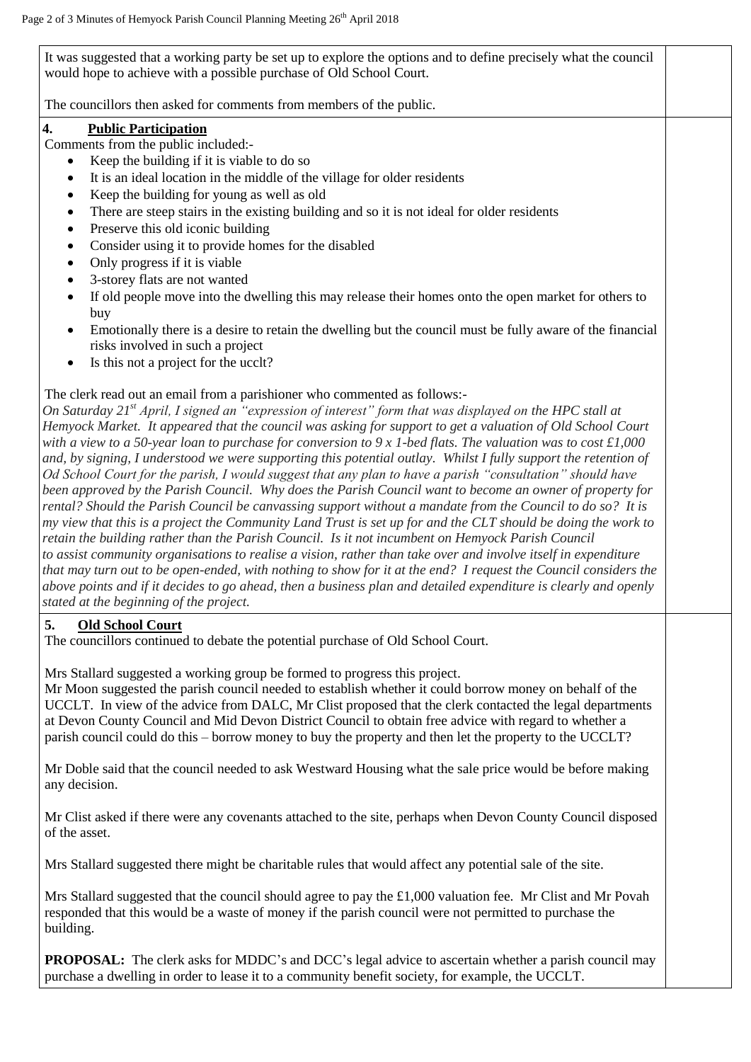It was suggested that a working party be set up to explore the options and to define precisely what the council would hope to achieve with a possible purchase of Old School Court.

The councillors then asked for comments from members of the public.

## 4. Public Participation

Comments from the public included:-

- Keep the building if it is viable to do so
- It is an ideal location in the middle of the village for older residents
- Keep the building for young as well as old
- There are steep stairs in the existing building and so it is not ideal for older residents
- Preserve this old iconic building
- Consider using it to provide homes for the disabled
- Only progress if it is viable
- 3-storey flats are not wanted
- If old people move into the dwelling this may release their homes onto the open market for others to buy
- Emotionally there is a desire to retain the dwelling but the council must be fully aware of the financial risks involved in such a project
- Is this not a project for the ucclt?

The clerk read out an email from a parishioner who commented as follows:-

*On Saturday 21st April, I signed an "expression of interest" form that was displayed on the HPC stall at Hemyock Market. It appeared that the council was asking for support to get a valuation of Old School Court with a view to a 50-year loan to purchase for conversion to 9 x 1-bed flats. The valuation was to cost £1,000 and, by signing, I understood we were supporting this potential outlay. Whilst I fully support the retention of Od School Court for the parish, I would suggest that any plan to have a parish "consultation" should have been approved by the Parish Council. Why does the Parish Council want to become an owner of property for rental? Should the Parish Council be canvassing support without a mandate from the Council to do so? It is my view that this is a project the Community Land Trust is set up for and the CLT should be doing the work to retain the building rather than the Parish Council. Is it not incumbent on Hemyock Parish Council to assist community organisations to realise a vision, rather than take over and involve itself in expenditure that may turn out to be open-ended, with nothing to show for it at the end? I request the Council considers the above points and if it decides to go ahead, then a business plan and detailed expenditure is clearly and openly stated at the beginning of the project.*

## 5. Old School Court

The councillors continued to debate the potential purchase of Old School Court.

Mrs Stallard suggested a working group be formed to progress this project.
Mr Moon suggested the parish council needed to establish whether it could borrow money on behalf of the UCCLT. In view of the advice from DALC, Mr Clist proposed that the clerk contacted the legal departments at Devon County Council and Mid Devon District Council to obtain free advice with regard to whether a parish council could do this – borrow money to buy the property and then let the property to the UCCLT?

Mr Doble said that the council needed to ask Westward Housing what the sale price would be before making any decision.

Mr Clist asked if there were any covenants attached to the site, perhaps when Devon County Council disposed of the asset.

Mrs Stallard suggested there might be charitable rules that would affect any potential sale of the site.

Mrs Stallard suggested that the council should agree to pay the £1,000 valuation fee. Mr Clist and Mr Povah responded that this would be a waste of money if the parish council were not permitted to purchase the building.

**PROPOSAL:** The clerk asks for MDDC's and DCC's legal advice to ascertain whether a parish council may purchase a dwelling in order to lease it to a community benefit society, for example, the UCCLT.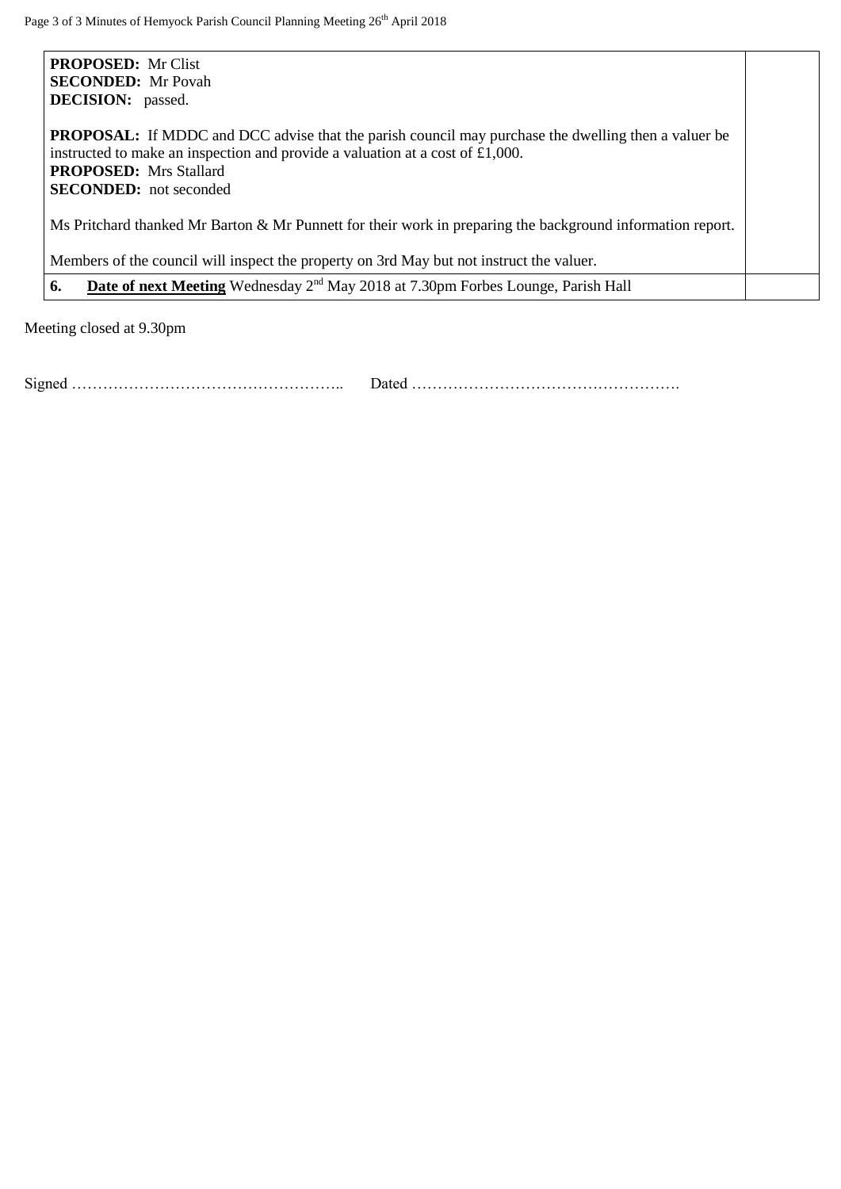**PROPOSED:** Mr Clist
**SECONDED:** Mr Povah
**DECISION:** passed.

**PROPOSAL:** If MDDC and DCC advise that the parish council may purchase the dwelling then a valuer be instructed to make an inspection and provide a valuation at a cost of £1,000.
**PROPOSED:** Mrs Stallard
**SECONDED:** not seconded

Ms Pritchard thanked Mr Barton & Mr Punnett for their work in preparing the background information report.

Members of the council will inspect the property on 3rd May but not instruct the valuer.

**6. Date of next Meeting** Wednesday 2nd May 2018 at 7.30pm Forbes Lounge, Parish Hall

Meeting closed at 9.30pm

Signed …………………………………………….. Dated …………………………………………….